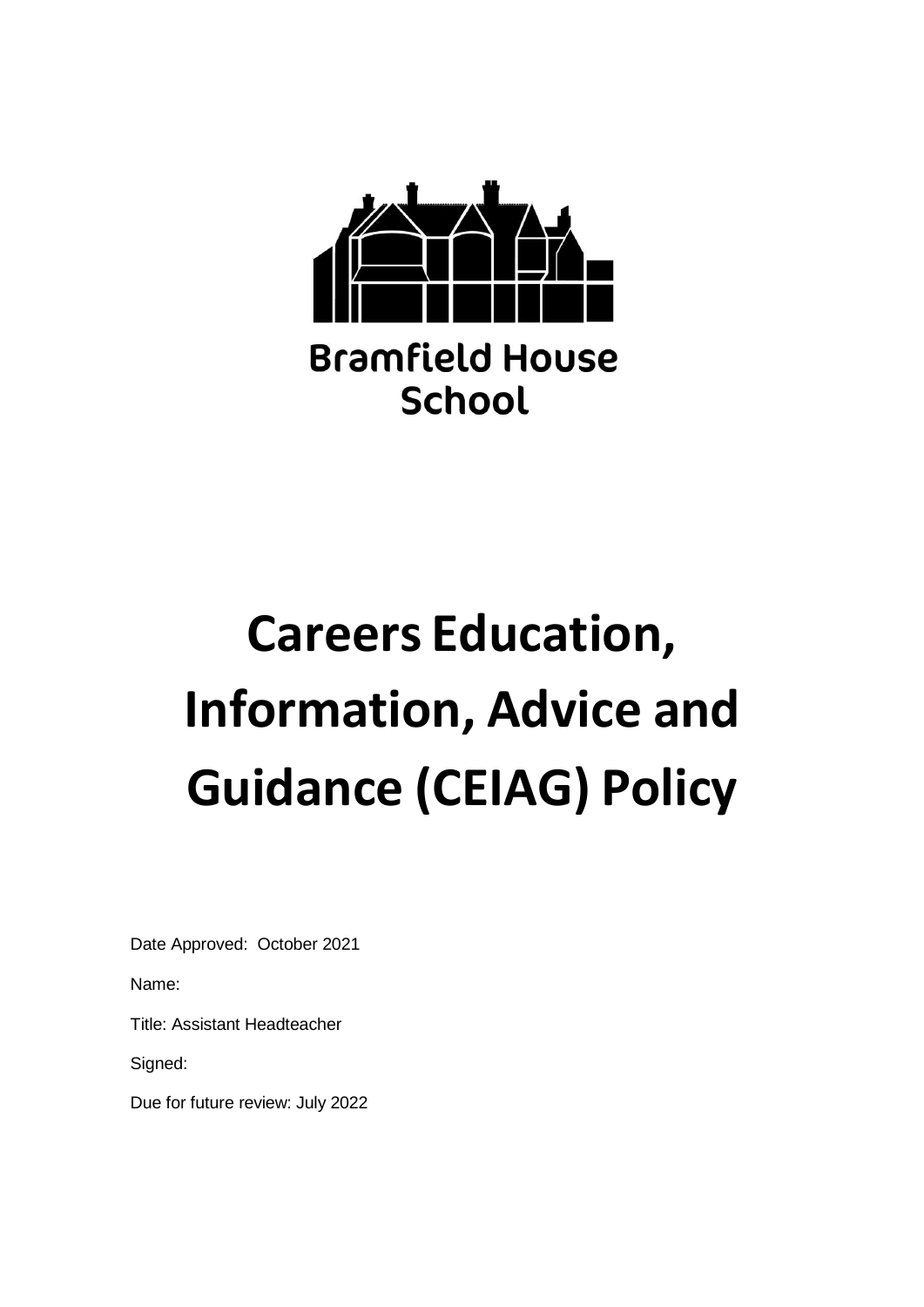Bramfield House School

# Careers Education, Information, Advice and Guidance (CEIAG) Policy

Date Approved: October 2021

Name:

Title: Assistant Headteacher

Signed:

Due for future review: July 2022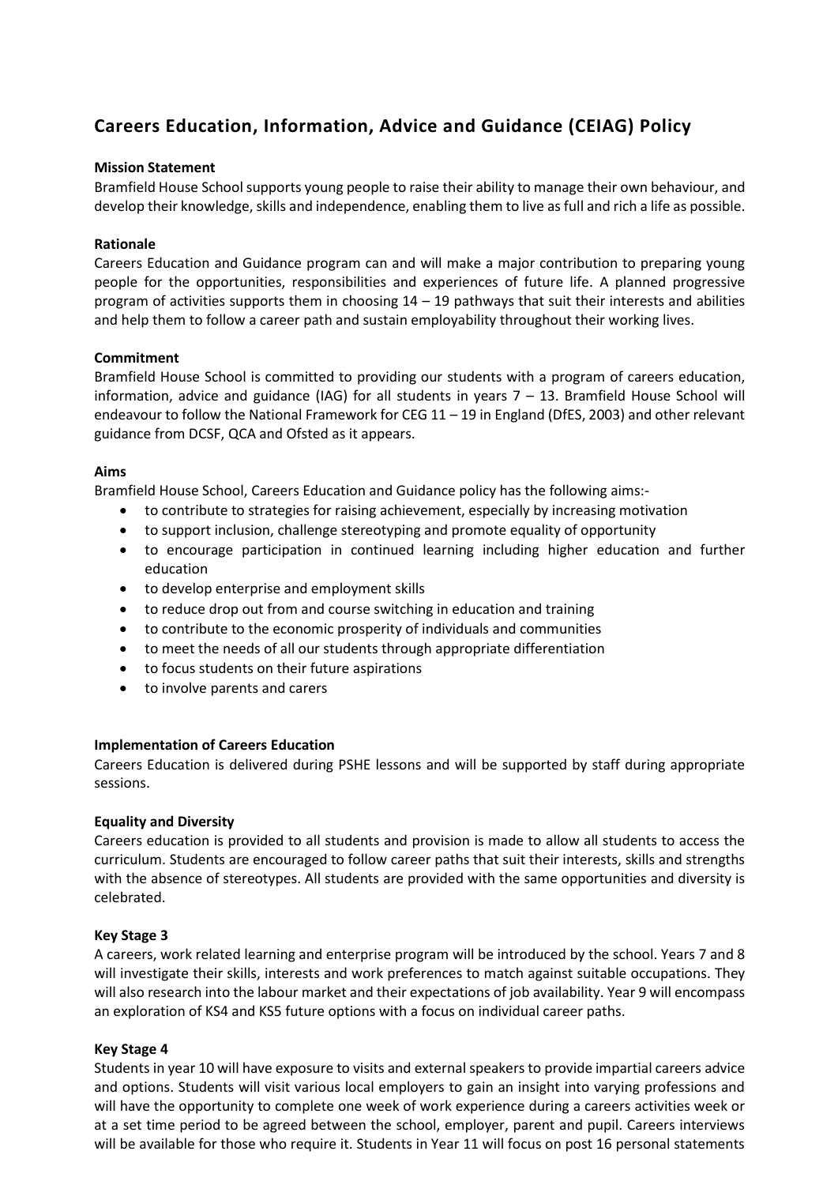## Careers Education, Information, Advice and Guidance (CEIAG) Policy

**Mission Statement**

Bramfield House School supports young people to raise their ability to manage their own behaviour, and develop their knowledge, skills and independence, enabling them to live as full and rich a life as possible.

**Rationale**

Careers Education and Guidance program can and will make a major contribution to preparing young people for the opportunities, responsibilities and experiences of future life. A planned progressive program of activities supports them in choosing 14 – 19 pathways that suit their interests and abilities and help them to follow a career path and sustain employability throughout their working lives.

**Commitment**

Bramfield House School is committed to providing our students with a program of careers education, information, advice and guidance (IAG) for all students in years 7 – 13. Bramfield House School will endeavour to follow the National Framework for CEG 11 – 19 in England (DfES, 2003) and other relevant guidance from DCSF, QCA and Ofsted as it appears.

**Aims**

Bramfield House School, Careers Education and Guidance policy has the following aims:-

- to contribute to strategies for raising achievement, especially by increasing motivation
- to support inclusion, challenge stereotyping and promote equality of opportunity
- to encourage participation in continued learning including higher education and further education
- to develop enterprise and employment skills
- to reduce drop out from and course switching in education and training
- to contribute to the economic prosperity of individuals and communities
- to meet the needs of all our students through appropriate differentiation
- to focus students on their future aspirations
- to involve parents and carers

**Implementation of Careers Education**

Careers Education is delivered during PSHE lessons and will be supported by staff during appropriate sessions.

**Equality and Diversity**

Careers education is provided to all students and provision is made to allow all students to access the curriculum. Students are encouraged to follow career paths that suit their interests, skills and strengths with the absence of stereotypes. All students are provided with the same opportunities and diversity is celebrated.

**Key Stage 3**

A careers, work related learning and enterprise program will be introduced by the school. Years 7 and 8 will investigate their skills, interests and work preferences to match against suitable occupations. They will also research into the labour market and their expectations of job availability. Year 9 will encompass an exploration of KS4 and KS5 future options with a focus on individual career paths.

**Key Stage 4**

Students in year 10 will have exposure to visits and external speakers to provide impartial careers advice and options. Students will visit various local employers to gain an insight into varying professions and will have the opportunity to complete one week of work experience during a careers activities week or at a set time period to be agreed between the school, employer, parent and pupil. Careers interviews will be available for those who require it. Students in Year 11 will focus on post 16 personal statements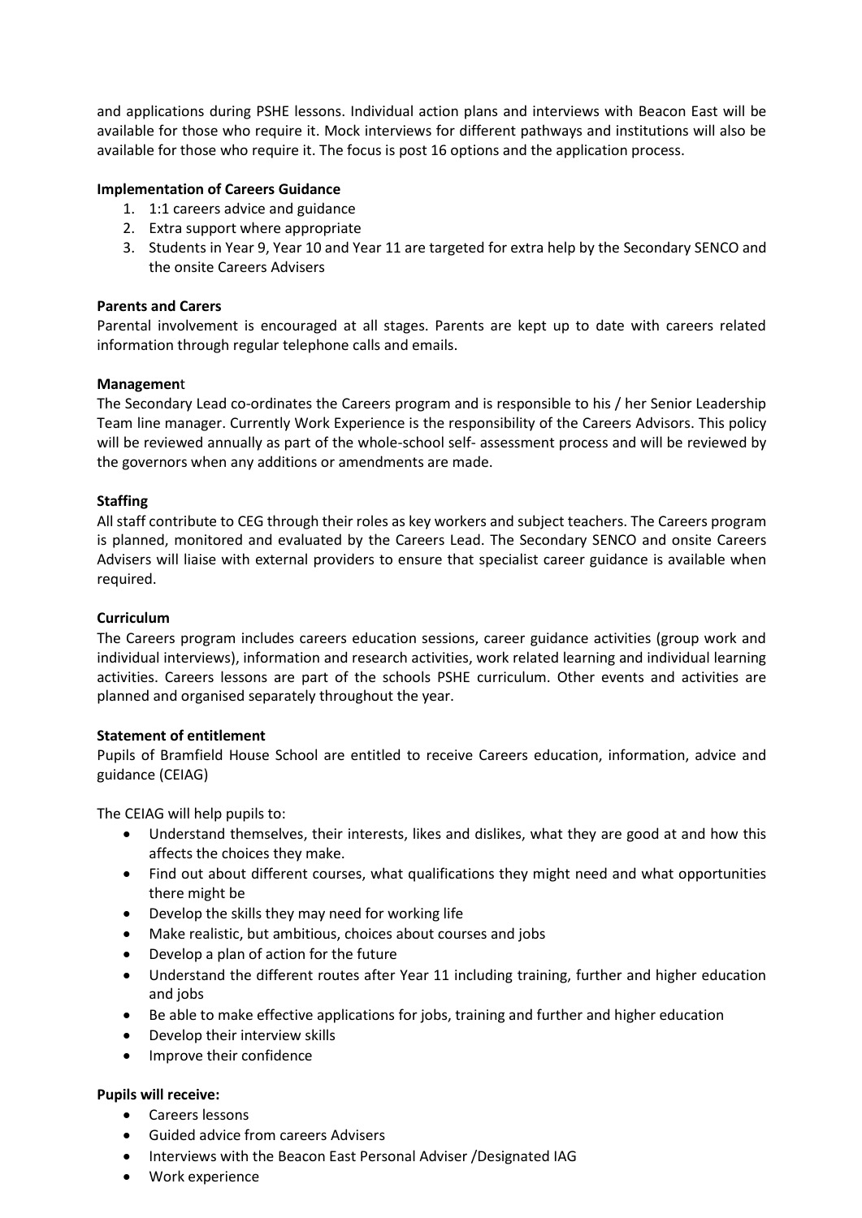and applications during PSHE lessons. Individual action plans and interviews with Beacon East will be available for those who require it. Mock interviews for different pathways and institutions will also be available for those who require it. The focus is post 16 options and the application process.

**Implementation of Careers Guidance**

1. 1:1 careers advice and guidance
2. Extra support where appropriate
3. Students in Year 9, Year 10 and Year 11 are targeted for extra help by the Secondary SENCO and the onsite Careers Advisers

**Parents and Carers**

Parental involvement is encouraged at all stages. Parents are kept up to date with careers related information through regular telephone calls and emails.

**Management**

The Secondary Lead co-ordinates the Careers program and is responsible to his / her Senior Leadership Team line manager. Currently Work Experience is the responsibility of the Careers Advisors. This policy will be reviewed annually as part of the whole-school self- assessment process and will be reviewed by the governors when any additions or amendments are made.

**Staffing**

All staff contribute to CEG through their roles as key workers and subject teachers. The Careers program is planned, monitored and evaluated by the Careers Lead. The Secondary SENCO and onsite Careers Advisers will liaise with external providers to ensure that specialist career guidance is available when required.

**Curriculum**

The Careers program includes careers education sessions, career guidance activities (group work and individual interviews), information and research activities, work related learning and individual learning activities. Careers lessons are part of the schools PSHE curriculum. Other events and activities are planned and organised separately throughout the year.

**Statement of entitlement**

Pupils of Bramfield House School are entitled to receive Careers education, information, advice and guidance (CEIAG)

The CEIAG will help pupils to:

- Understand themselves, their interests, likes and dislikes, what they are good at and how this affects the choices they make.
- Find out about different courses, what qualifications they might need and what opportunities there might be
- Develop the skills they may need for working life
- Make realistic, but ambitious, choices about courses and jobs
- Develop a plan of action for the future
- Understand the different routes after Year 11 including training, further and higher education and jobs
- Be able to make effective applications for jobs, training and further and higher education
- Develop their interview skills
- Improve their confidence

**Pupils will receive:**

- Careers lessons
- Guided advice from careers Advisers
- Interviews with the Beacon East Personal Adviser /Designated IAG
- Work experience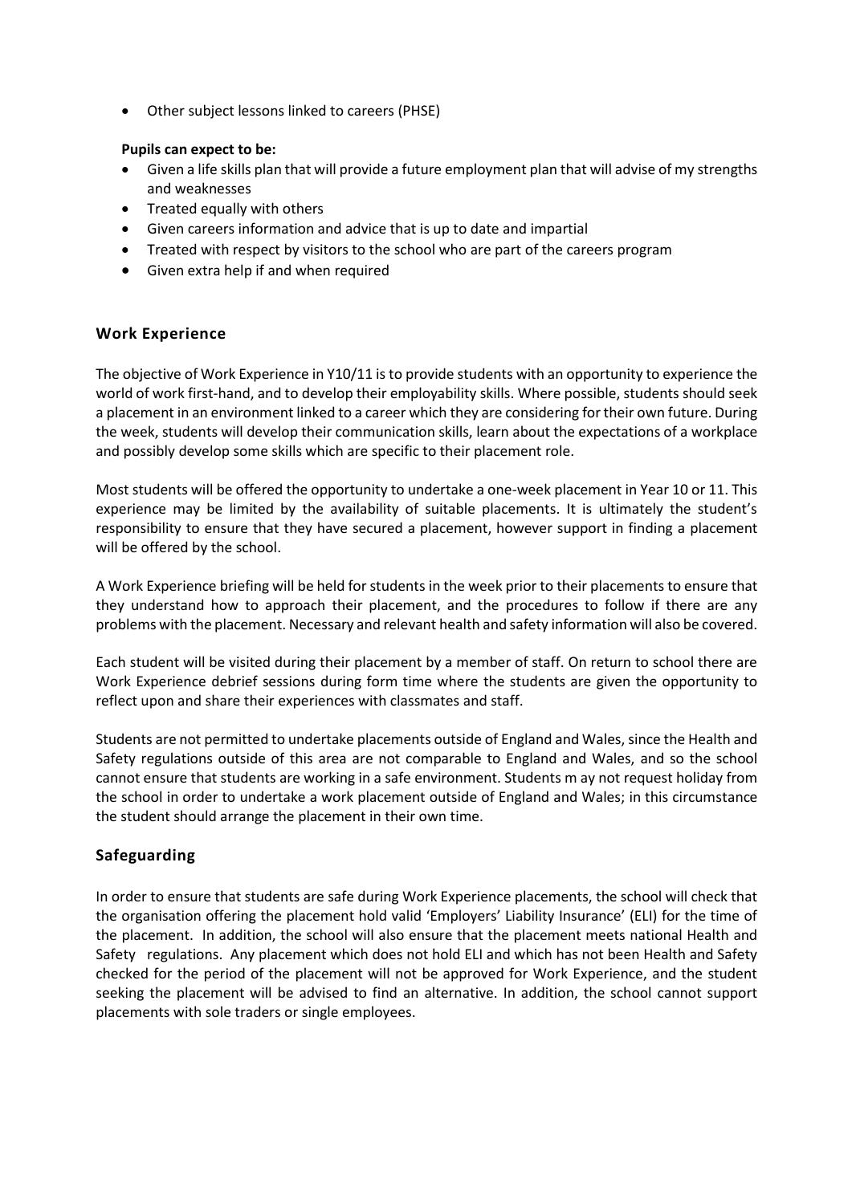- Other subject lessons linked to careers (PHSE)

**Pupils can expect to be:**

- Given a life skills plan that will provide a future employment plan that will advise of my strengths and weaknesses
- Treated equally with others
- Given careers information and advice that is up to date and impartial
- Treated with respect by visitors to the school who are part of the careers program
- Given extra help if and when required

## Work Experience

The objective of Work Experience in Y10/11 is to provide students with an opportunity to experience the world of work first-hand, and to develop their employability skills. Where possible, students should seek a placement in an environment linked to a career which they are considering for their own future. During the week, students will develop their communication skills, learn about the expectations of a workplace and possibly develop some skills which are specific to their placement role.

Most students will be offered the opportunity to undertake a one-week placement in Year 10 or 11. This experience may be limited by the availability of suitable placements. It is ultimately the student's responsibility to ensure that they have secured a placement, however support in finding a placement will be offered by the school.

A Work Experience briefing will be held for students in the week prior to their placements to ensure that they understand how to approach their placement, and the procedures to follow if there are any problems with the placement. Necessary and relevant health and safety information will also be covered.

Each student will be visited during their placement by a member of staff. On return to school there are Work Experience debrief sessions during form time where the students are given the opportunity to reflect upon and share their experiences with classmates and staff.

Students are not permitted to undertake placements outside of England and Wales, since the Health and Safety regulations outside of this area are not comparable to England and Wales, and so the school cannot ensure that students are working in a safe environment. Students m ay not request holiday from the school in order to undertake a work placement outside of England and Wales; in this circumstance the student should arrange the placement in their own time.

## Safeguarding

In order to ensure that students are safe during Work Experience placements, the school will check that the organisation offering the placement hold valid 'Employers' Liability Insurance' (ELI) for the time of the placement. In addition, the school will also ensure that the placement meets national Health and Safety regulations. Any placement which does not hold ELI and which has not been Health and Safety checked for the period of the placement will not be approved for Work Experience, and the student seeking the placement will be advised to find an alternative. In addition, the school cannot support placements with sole traders or single employees.